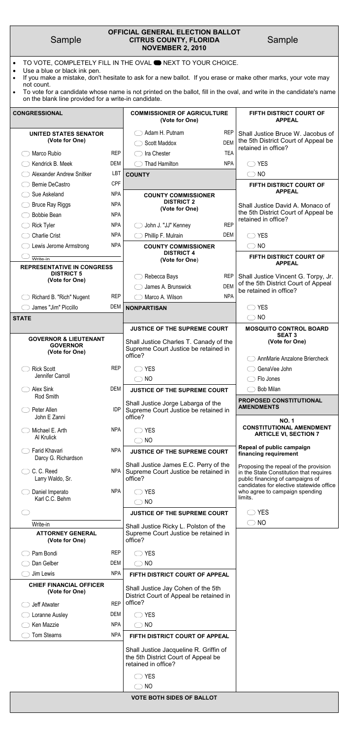Sample

# OFFICIAL GENERAL ELECTION BALLOT
## CITRUS COUNTY, FLORIDA
## NOVEMBER 2, 2010

Sample

- TO VOTE, COMPLETELY FILL IN THE OVAL ⬬ NEXT TO YOUR CHOICE.
- Use a blue or black ink pen.
- If you make a mistake, don't hesitate to ask for a new ballot. If you erase or make other marks, your vote may not count.
- To vote for a candidate whose name is not printed on the ballot, fill in the oval, and write in the candidate's name on the blank line provided for a write-in candidate.

## CONGRESSIONAL

### UNITED STATES SENATOR
(Vote for One)

| Candidate | Party |
|---|---|
| ◯ Marco Rubio | REP |
| ◯ Kendrick B. Meek | DEM |
| ◯ Alexander Andrew Snitker | LBT |
| ◯ Bernie DeCastro | CPF |
| ◯ Sue Askeland | NPA |
| ◯ Bruce Ray Riggs | NPA |
| ◯ Bobbie Bean | NPA |
| ◯ Rick Tyler | NPA |
| ◯ Charlie Crist | NPA |
| ◯ Lewis Jerome Armstrong | NPA |
| ◯ Write-in | |

### REPRESENTATIVE IN CONGRESS DISTRICT 5
(Vote for One)

| Candidate | Party |
|---|---|
| ◯ Richard B. "Rich" Nugent | REP |
| ◯ James "Jim" Piccillo | DEM |

## STATE

### GOVERNOR & LIEUTENANT GOVERNOR
(Vote for One)

| Candidate | Party |
|---|---|
| ◯ Rick Scott / Jennifer Carroll | REP |
| ◯ Alex Sink / Rod Smith | DEM |
| ◯ Peter Allen / John E Zanni | IDP |
| ◯ Michael E. Arth / Al Krulick | NPA |
| ◯ Farid Khavari / Darcy G. Richardson | NPA |
| ◯ C. C. Reed / Larry Waldo, Sr. | NPA |
| ◯ Daniel Imperato / Karl C.C. Behm | NPA |
| ◯ Write-in | |

### ATTORNEY GENERAL
(Vote for One)

| Candidate | Party |
|---|---|
| ◯ Pam Bondi | REP |
| ◯ Dan Gelber | DEM |
| ◯ Jim Lewis | NPA |

### CHIEF FINANCIAL OFFICER
(Vote for One)

| Candidate | Party |
|---|---|
| ◯ Jeff Atwater | REP |
| ◯ Loranne Ausley | DEM |
| ◯ Ken Mazzie | NPA |
| ◯ Tom Stearns | NPA |

### COMMISSIONER OF AGRICULTURE
(Vote for One)

| Candidate | Party |
|---|---|
| ◯ Adam H. Putnam | REP |
| ◯ Scott Maddox | DEM |
| ◯ Ira Chester | TEA |
| ◯ Thad Hamilton | NPA |

## COUNTY

### COUNTY COMMISSIONER DISTRICT 2
(Vote for One)

| Candidate | Party |
|---|---|
| ◯ John J. "JJ" Kenney | REP |
| ◯ Phillip F. Mulrain | DEM |

### COUNTY COMMISSIONER DISTRICT 4
(Vote for One)

| Candidate | Party |
|---|---|
| ◯ Rebecca Bays | REP |
| ◯ James A. Brunswick | DEM |
| ◯ Marco A. Wilson | NPA |

## NONPARTISAN

### JUSTICE OF THE SUPREME COURT

Shall Justice Charles T. Canady of the Supreme Court Justice be retained in office?

◯ YES
◯ NO

### JUSTICE OF THE SUPREME COURT

Shall Justice Jorge Labarga of the Supreme Court Justice be retained in office?

◯ YES
◯ NO

### JUSTICE OF THE SUPREME COURT

Shall Justice James E.C. Perry of the Supreme Court Justice be retained in office?

◯ YES
◯ NO

### JUSTICE OF THE SUPREME COURT

Shall Justice Ricky L. Polston of the Supreme Court Justice be retained in office?

◯ YES
◯ NO

### FIFTH DISTRICT COURT OF APPEAL

Shall Justice Jay Cohen of the 5th District Court of Appeal be retained in office?

◯ YES
◯ NO

### FIFTH DISTRICT COURT OF APPEAL

Shall Justice Jacqueline R. Griffin of the 5th District Court of Appeal be retained in office?

◯ YES
◯ NO

### FIFTH DISTRICT COURT OF APPEAL

Shall Justice Bruce W. Jacobus of the 5th District Court of Appeal be retained in office?

◯ YES
◯ NO

### FIFTH DISTRICT COURT OF APPEAL

Shall Justice David A. Monaco of the 5th District Court of Appeal be retained in office?

◯ YES
◯ NO

### FIFTH DISTRICT COURT OF APPEAL

Shall Justice Vincent G. Torpy, Jr. of the 5th District Court of Appeal be retained in office?

◯ YES
◯ NO

### MOSQUITO CONTROL BOARD SEAT 3
(Vote for One)

◯ AnnMarie Anzalone Briercheck
◯ GenaVee John
◯ Flo Jones
◯ Bob Milan

## PROPOSED CONSTITUTIONAL AMENDMENTS

### NO. 1 CONSTITUTIONAL AMENDMENT ARTICLE VI, SECTION 7

**Repeal of public campaign financing requirement**

Proposing the repeal of the provision in the State Constitution that requires public financing of campaigns of candidates for elective statewide office who agree to campaign spending limits.

◯ YES
◯ NO

**VOTE BOTH SIDES OF BALLOT**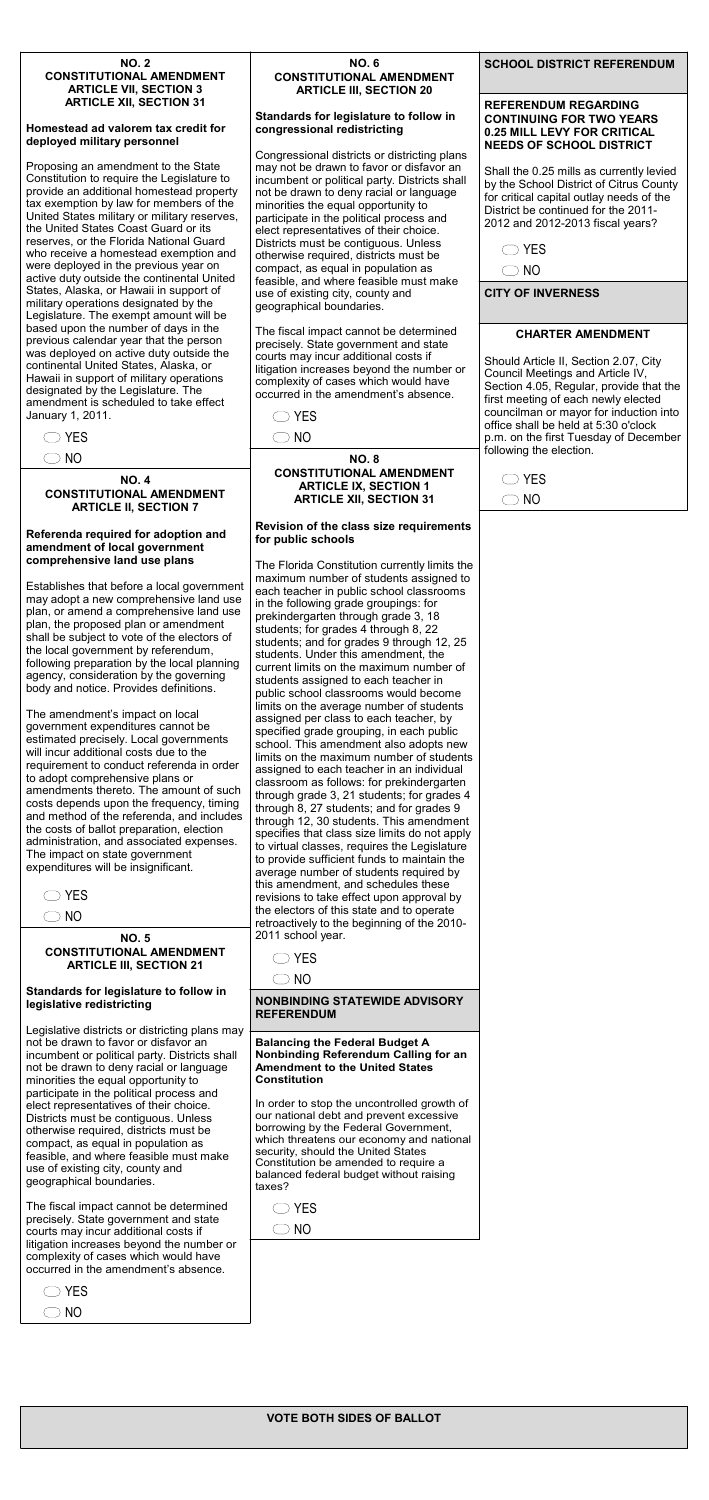## NO. 2
## CONSTITUTIONAL AMENDMENT
## ARTICLE VII, SECTION 3
## ARTICLE XII, SECTION 31

**Homestead ad valorem tax credit for deployed military personnel**

Proposing an amendment to the State Constitution to require the Legislature to provide an additional homestead property tax exemption by law for members of the United States military or military reserves, the United States Coast Guard or its reserves, or the Florida National Guard who receive a homestead exemption and were deployed in the previous year on active duty outside the continental United States, Alaska, or Hawaii in support of military operations designated by the Legislature. The exempt amount will be based upon the number of days in the previous calendar year that the person was deployed on active duty outside the continental United States, Alaska, or Hawaii in support of military operations designated by the Legislature. The amendment is scheduled to take effect January 1, 2011.

- YES
- NO

## NO. 4
## CONSTITUTIONAL AMENDMENT
## ARTICLE II, SECTION 7

**Referenda required for adoption and amendment of local government comprehensive land use plans**

Establishes that before a local government may adopt a new comprehensive land use plan, or amend a comprehensive land use plan, the proposed plan or amendment shall be subject to vote of the electors of the local government by referendum, following preparation by the local planning agency, consideration by the governing body and notice. Provides definitions.

The amendment's impact on local government expenditures cannot be estimated precisely. Local governments will incur additional costs due to the requirement to conduct referenda in order to adopt comprehensive plans or amendments thereto. The amount of such costs depends upon the frequency, timing and method of the referenda, and includes the costs of ballot preparation, election administration, and associated expenses. The impact on state government expenditures will be insignificant.

- YES
- NO

## NO. 5
## CONSTITUTIONAL AMENDMENT
## ARTICLE III, SECTION 21

**Standards for legislature to follow in legislative redistricting**

Legislative districts or districting plans may not be drawn to favor or disfavor an incumbent or political party. Districts shall not be drawn to deny racial or language minorities the equal opportunity to participate in the political process and elect representatives of their choice. Districts must be contiguous. Unless otherwise required, districts must be compact, as equal in population as feasible, and where feasible must make use of existing city, county and geographical boundaries.

The fiscal impact cannot be determined precisely. State government and state courts may incur additional costs if litigation increases beyond the number or complexity of cases which would have occurred in the amendment's absence.

- YES
- NO

## NO. 6
## CONSTITUTIONAL AMENDMENT
## ARTICLE III, SECTION 20

**Standards for legislature to follow in congressional redistricting**

Congressional districts or districting plans may not be drawn to favor or disfavor an incumbent or political party. Districts shall not be drawn to deny racial or language minorities the equal opportunity to participate in the political process and elect representatives of their choice. Districts must be contiguous. Unless otherwise required, districts must be compact, as equal in population as feasible, and where feasible must make use of existing city, county and geographical boundaries.

The fiscal impact cannot be determined precisely. State government and state courts may incur additional costs if litigation increases beyond the number or complexity of cases which would have occurred in the amendment's absence.

- YES
- NO

## NO. 8
## CONSTITUTIONAL AMENDMENT
## ARTICLE IX, SECTION 1
## ARTICLE XII, SECTION 31

**Revision of the class size requirements for public schools**

The Florida Constitution currently limits the maximum number of students assigned to each teacher in public school classrooms in the following grade groupings: for prekindergarten through grade 3, 18 students; for grades 4 through 8, 22 students; and for grades 9 through 12, 25 students. Under this amendment, the current limits on the maximum number of students assigned to each teacher in public school classrooms would become limits on the average number of students assigned per class to each teacher, by specified grade grouping, in each public school. This amendment also adopts new limits on the maximum number of students assigned to each teacher in an individual classroom as follows: for prekindergarten through grade 3, 21 students; for grades 4 through 8, 27 students; and for grades 9 through 12, 30 students. This amendment specifies that class size limits do not apply to virtual classes, requires the Legislature to provide sufficient funds to maintain the average number of students required by this amendment, and schedules these revisions to take effect upon approval by the electors of this state and to operate retroactively to the beginning of the 2010-2011 school year.

- YES
- NO

## NONBINDING STATEWIDE ADVISORY REFERENDUM

**Balancing the Federal Budget A Nonbinding Referendum Calling for an Amendment to the United States Constitution**

In order to stop the uncontrolled growth of our national debt and prevent excessive borrowing by the Federal Government, which threatens our economy and national security, should the United States Constitution be amended to require a balanced federal budget without raising taxes?

- YES
- NO

## SCHOOL DISTRICT REFERENDUM

**REFERENDUM REGARDING CONTINUING FOR TWO YEARS 0.25 MILL LEVY FOR CRITICAL NEEDS OF SCHOOL DISTRICT**

Shall the 0.25 mills as currently levied by the School District of Citrus County for critical capital outlay needs of the District be continued for the 2011-2012 and 2012-2013 fiscal years?

- YES
- NO

## CITY OF INVERNESS

**CHARTER AMENDMENT**

Should Article II, Section 2.07, City Council Meetings and Article IV, Section 4.05, Regular, provide that the first meeting of each newly elected councilman or mayor for induction into office shall be held at 5:30 o'clock p.m. on the first Tuesday of December following the election.

- YES
- NO

**VOTE BOTH SIDES OF BALLOT**